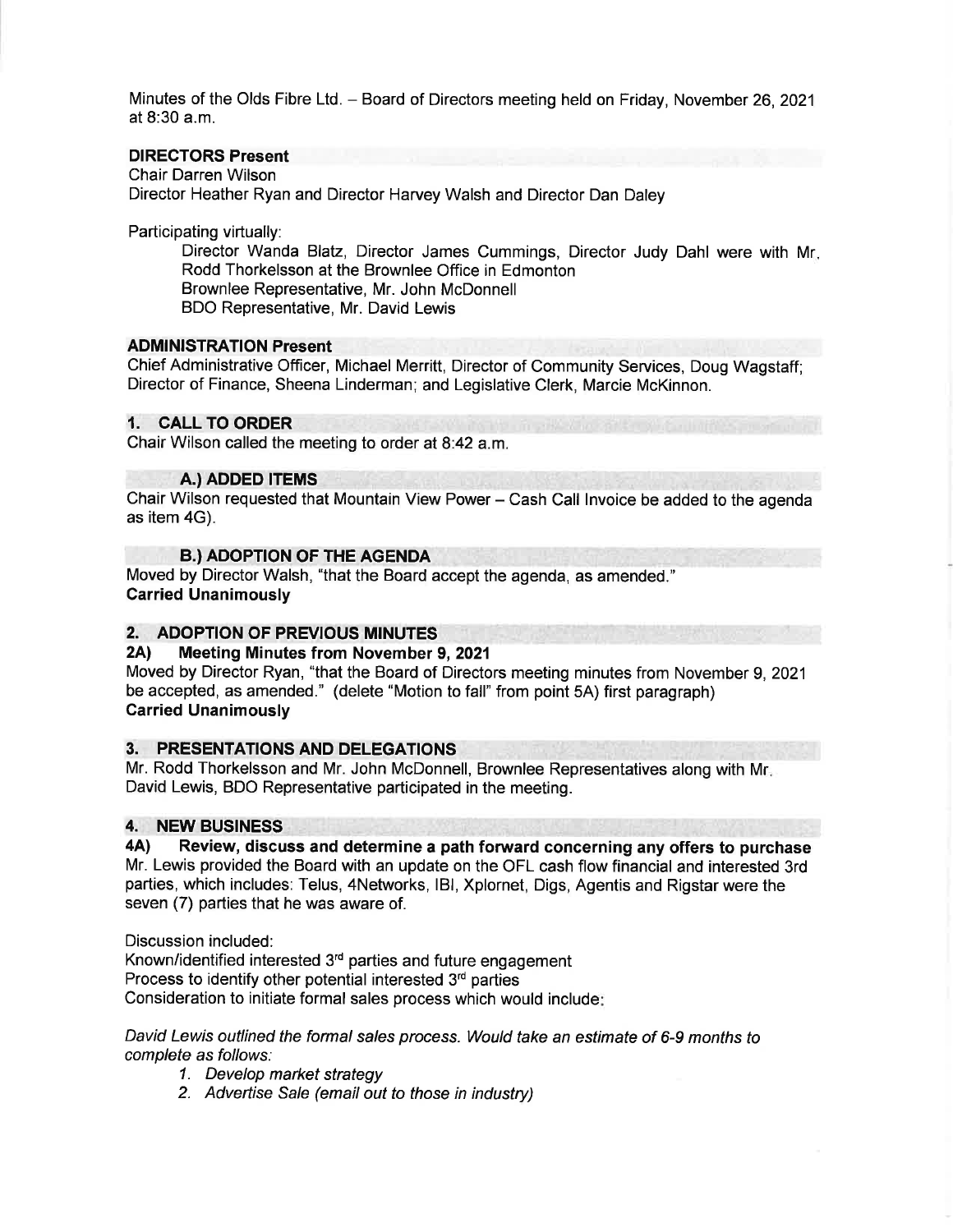Minutes of the Olds Fibre Ltd. – Board of Directors meeting held on Friday, November 26, 2021 at 8:30 a.m.

**DIRECTORS Present**

Chair Darren Wilson
Director Heather Ryan and Director Harvey Walsh and Director Dan Daley

Participating virtually:

Director Wanda Blatz, Director James Cummings, Director Judy Dahl were with Mr. Rodd Thorkelsson at the Brownlee Office in Edmonton
Brownlee Representative, Mr. John McDonnell
BDO Representative, Mr. David Lewis

**ADMINISTRATION Present**

Chief Administrative Officer, Michael Merritt, Director of Community Services, Doug Wagstaff; Director of Finance, Sheena Linderman; and Legislative Clerk, Marcie McKinnon.

**1. CALL TO ORDER**

Chair Wilson called the meeting to order at 8:42 a.m.

**A.) ADDED ITEMS**

Chair Wilson requested that Mountain View Power – Cash Call Invoice be added to the agenda as item 4G).

**B.) ADOPTION OF THE AGENDA**

Moved by Director Walsh, "that the Board accept the agenda, as amended."
**Carried Unanimously**

**2. ADOPTION OF PREVIOUS MINUTES**

**2A) Meeting Minutes from November 9, 2021**

Moved by Director Ryan, "that the Board of Directors meeting minutes from November 9, 2021 be accepted, as amended." (delete "Motion to fall" from point 5A) first paragraph)
**Carried Unanimously**

**3. PRESENTATIONS AND DELEGATIONS**

Mr. Rodd Thorkelsson and Mr. John McDonnell, Brownlee Representatives along with Mr. David Lewis, BDO Representative participated in the meeting.

**4. NEW BUSINESS**

**4A) Review, discuss and determine a path forward concerning any offers to purchase**

Mr. Lewis provided the Board with an update on the OFL cash flow financial and interested 3rd parties, which includes: Telus, 4Networks, IBI, Xplornet, Digs, Agentis and Rigstar were the seven (7) parties that he was aware of.

Discussion included:
Known/identified interested 3rd parties and future engagement
Process to identify other potential interested 3rd parties
Consideration to initiate formal sales process which would include:

*David Lewis outlined the formal sales process. Would take an estimate of 6-9 months to complete as follows:*

1. *Develop market strategy*
2. *Advertise Sale (email out to those in industry)*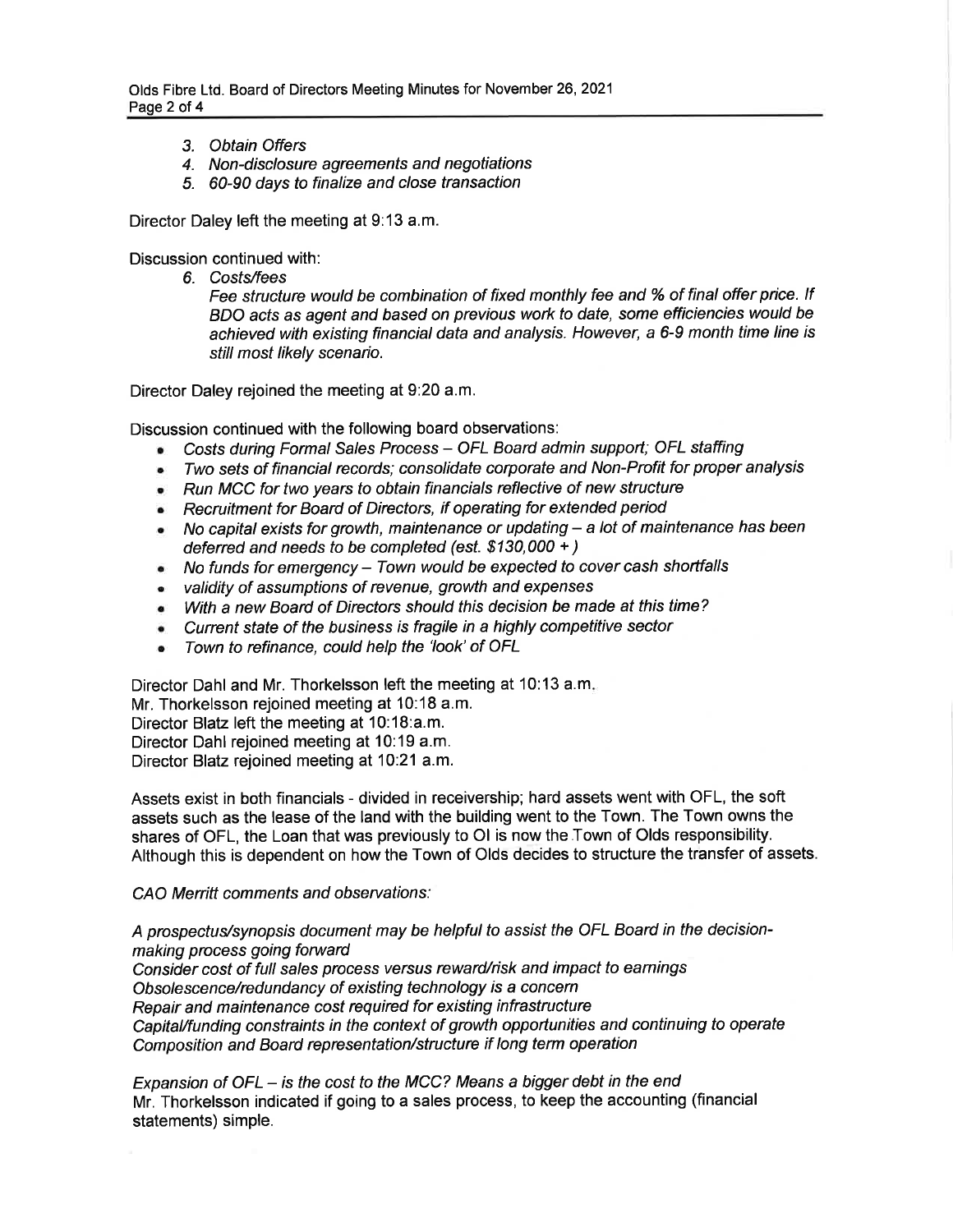3. *Obtain Offers*
4. *Non-disclosure agreements and negotiations*
5. *60-90 days to finalize and close transaction*

Director Daley left the meeting at 9:13 a.m.

Discussion continued with:

6. *Costs/fees*

   *Fee structure would be combination of fixed monthly fee and % of final offer price. If BDO acts as agent and based on previous work to date, some efficiencies would be achieved with existing financial data and analysis. However, a 6-9 month time line is still most likely scenario.*

Director Daley rejoined the meeting at 9:20 a.m.

Discussion continued with the following board observations:

- *Costs during Formal Sales Process – OFL Board admin support; OFL staffing*
- *Two sets of financial records; consolidate corporate and Non-Profit for proper analysis*
- *Run MCC for two years to obtain financials reflective of new structure*
- *Recruitment for Board of Directors, if operating for extended period*
- *No capital exists for growth, maintenance or updating – a lot of maintenance has been deferred and needs to be completed (est. $130,000 + )*
- *No funds for emergency – Town would be expected to cover cash shortfalls*
- *validity of assumptions of revenue, growth and expenses*
- *With a new Board of Directors should this decision be made at this time?*
- *Current state of the business is fragile in a highly competitive sector*
- *Town to refinance, could help the 'look' of OFL*

Director Dahl and Mr. Thorkelsson left the meeting at 10:13 a.m.
Mr. Thorkelsson rejoined meeting at 10:18 a.m.
Director Blatz left the meeting at 10:18:a.m.
Director Dahl rejoined meeting at 10:19 a.m.
Director Blatz rejoined meeting at 10:21 a.m.

Assets exist in both financials - divided in receivership; hard assets went with OFL, the soft assets such as the lease of the land with the building went to the Town. The Town owns the shares of OFL, the Loan that was previously to OI is now the Town of Olds responsibility. Although this is dependent on how the Town of Olds decides to structure the transfer of assets.

*CAO Merritt comments and observations:*

*A prospectus/synopsis document may be helpful to assist the OFL Board in the decision-making process going forward*
*Consider cost of full sales process versus reward/risk and impact to earnings*
*Obsolescence/redundancy of existing technology is a concern*
*Repair and maintenance cost required for existing infrastructure*
*Capital/funding constraints in the context of growth opportunities and continuing to operate*
*Composition and Board representation/structure if long term operation*

*Expansion of OFL – is the cost to the MCC? Means a bigger debt in the end*
Mr. Thorkelsson indicated if going to a sales process, to keep the accounting (financial statements) simple.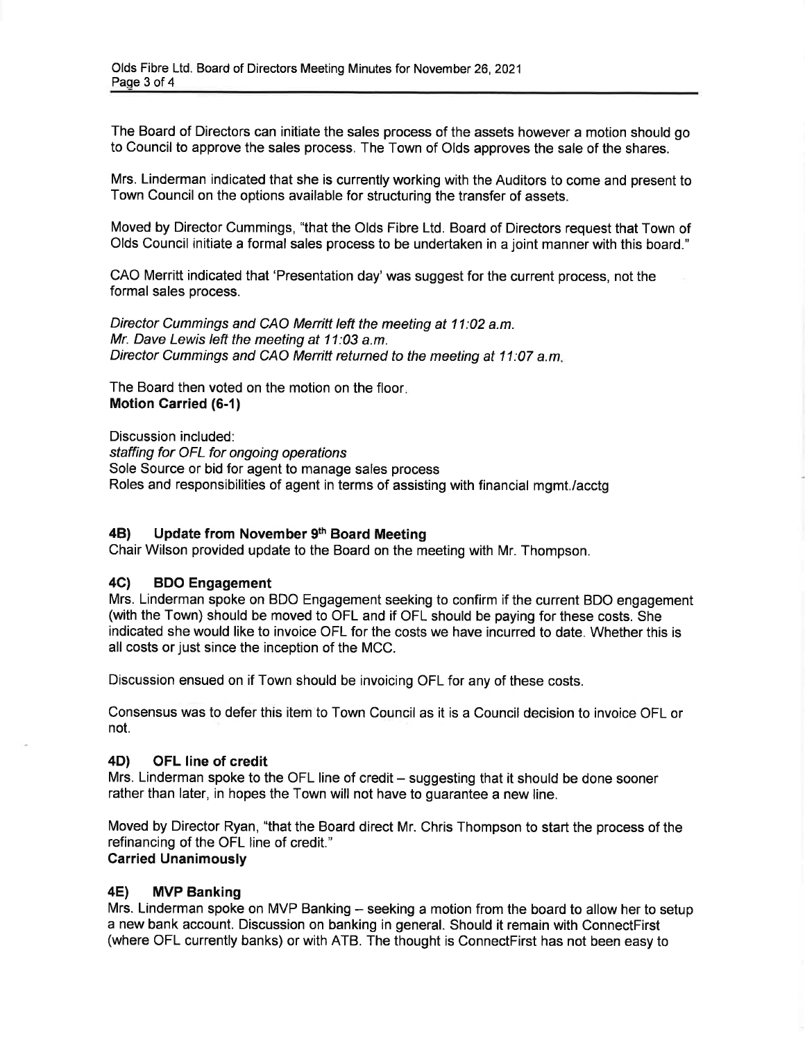The Board of Directors can initiate the sales process of the assets however a motion should go to Council to approve the sales process. The Town of Olds approves the sale of the shares.

Mrs. Linderman indicated that she is currently working with the Auditors to come and present to Town Council on the options available for structuring the transfer of assets.

Moved by Director Cummings, "that the Olds Fibre Ltd. Board of Directors request that Town of Olds Council initiate a formal sales process to be undertaken in a joint manner with this board."

CAO Merritt indicated that 'Presentation day' was suggest for the current process, not the formal sales process.

*Director Cummings and CAO Merritt left the meeting at 11:02 a.m.*
*Mr. Dave Lewis left the meeting at 11:03 a.m.*
*Director Cummings and CAO Merritt returned to the meeting at 11:07 a.m.*

The Board then voted on the motion on the floor.
**Motion Carried (6-1)**

Discussion included:
*staffing for OFL for ongoing operations*
Sole Source or bid for agent to manage sales process
Roles and responsibilities of agent in terms of assisting with financial mgmt./acctg

### 4B) Update from November 9th Board Meeting

Chair Wilson provided update to the Board on the meeting with Mr. Thompson.

### 4C) BDO Engagement

Mrs. Linderman spoke on BDO Engagement seeking to confirm if the current BDO engagement (with the Town) should be moved to OFL and if OFL should be paying for these costs. She indicated she would like to invoice OFL for the costs we have incurred to date. Whether this is all costs or just since the inception of the MCC.

Discussion ensued on if Town should be invoicing OFL for any of these costs.

Consensus was to defer this item to Town Council as it is a Council decision to invoice OFL or not.

### 4D) OFL line of credit

Mrs. Linderman spoke to the OFL line of credit – suggesting that it should be done sooner rather than later, in hopes the Town will not have to guarantee a new line.

Moved by Director Ryan, "that the Board direct Mr. Chris Thompson to start the process of the refinancing of the OFL line of credit."
**Carried Unanimously**

### 4E) MVP Banking

Mrs. Linderman spoke on MVP Banking – seeking a motion from the board to allow her to setup a new bank account. Discussion on banking in general. Should it remain with ConnectFirst (where OFL currently banks) or with ATB. The thought is ConnectFirst has not been easy to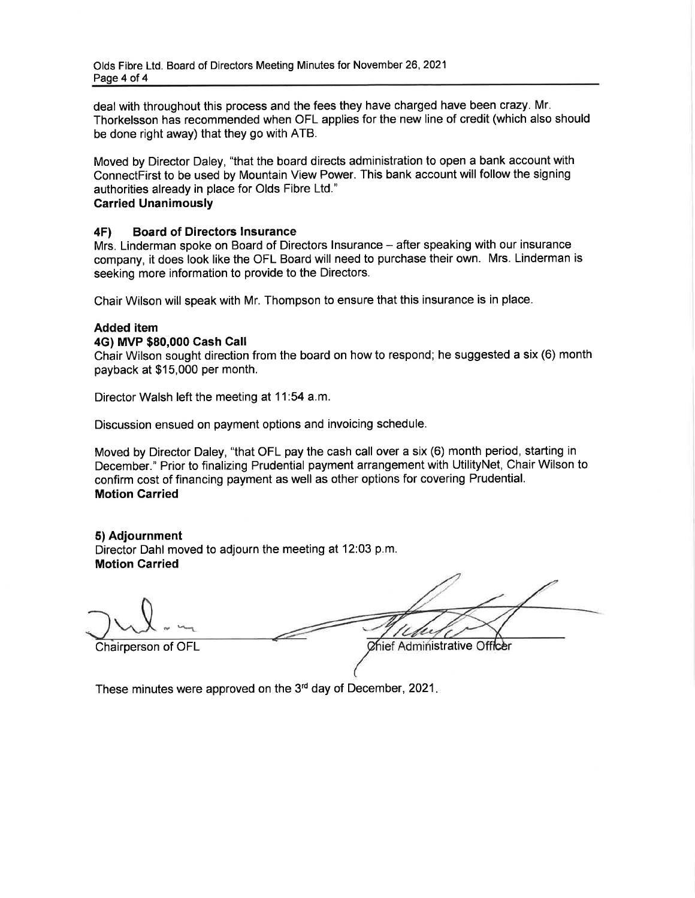deal with throughout this process and the fees they have charged have been crazy. Mr. Thorkelsson has recommended when OFL applies for the new line of credit (which also should be done right away) that they go with ATB.

Moved by Director Daley, "that the board directs administration to open a bank account with ConnectFirst to be used by Mountain View Power. This bank account will follow the signing authorities already in place for Olds Fibre Ltd."
**Carried Unanimously**

### 4F) Board of Directors Insurance

Mrs. Linderman spoke on Board of Directors Insurance – after speaking with our insurance company, it does look like the OFL Board will need to purchase their own. Mrs. Linderman is seeking more information to provide to the Directors.

Chair Wilson will speak with Mr. Thompson to ensure that this insurance is in place.

**Added item**

### 4G) MVP $80,000 Cash Call

Chair Wilson sought direction from the board on how to respond; he suggested a six (6) month payback at $15,000 per month.

Director Walsh left the meeting at 11:54 a.m.

Discussion ensued on payment options and invoicing schedule.

Moved by Director Daley, "that OFL pay the cash call over a six (6) month period, starting in December." Prior to finalizing Prudential payment arrangement with UtilityNet, Chair Wilson to confirm cost of financing payment as well as other options for covering Prudential.
**Motion Carried**

### 5) Adjournment

Director Dahl moved to adjourn the meeting at 12:03 p.m.
**Motion Carried**

Chairperson of OFL

Chief Administrative Officer

These minutes were approved on the 3rd day of December, 2021.